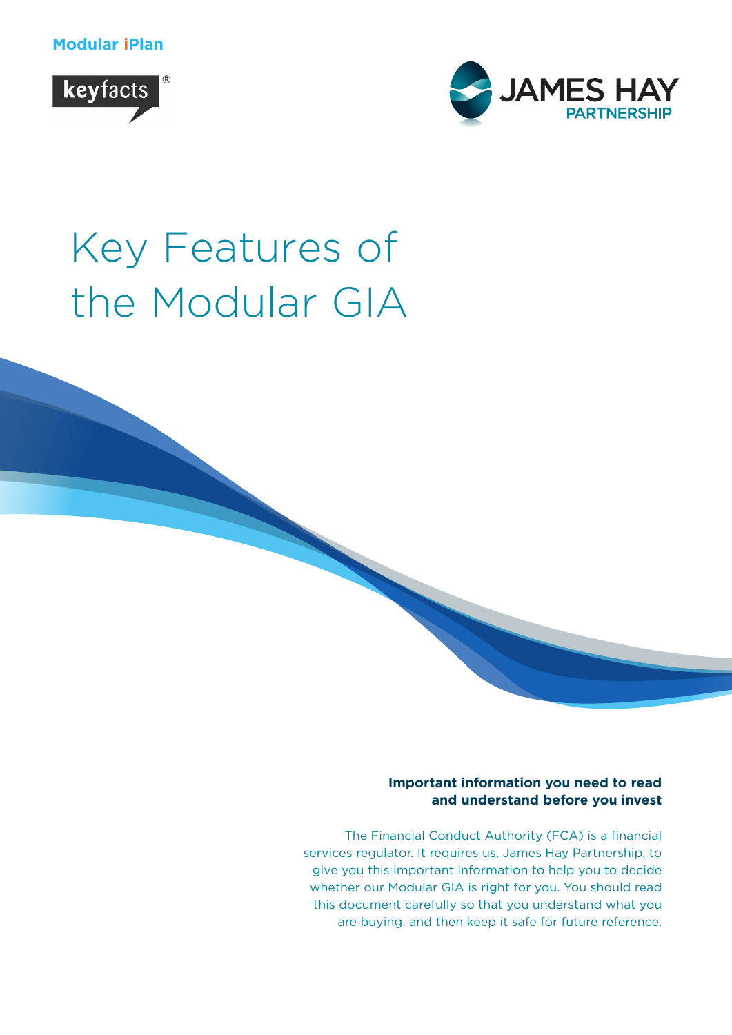Modular iPlan

keyfacts®

JAMES HAY PARTNERSHIP

# Key Features of the Modular GIA

**Important information you need to read and understand before you invest**

The Financial Conduct Authority (FCA) is a financial services regulator. It requires us, James Hay Partnership, to give you this important information to help you to decide whether our Modular GIA is right for you. You should read this document carefully so that you understand what you are buying, and then keep it safe for future reference.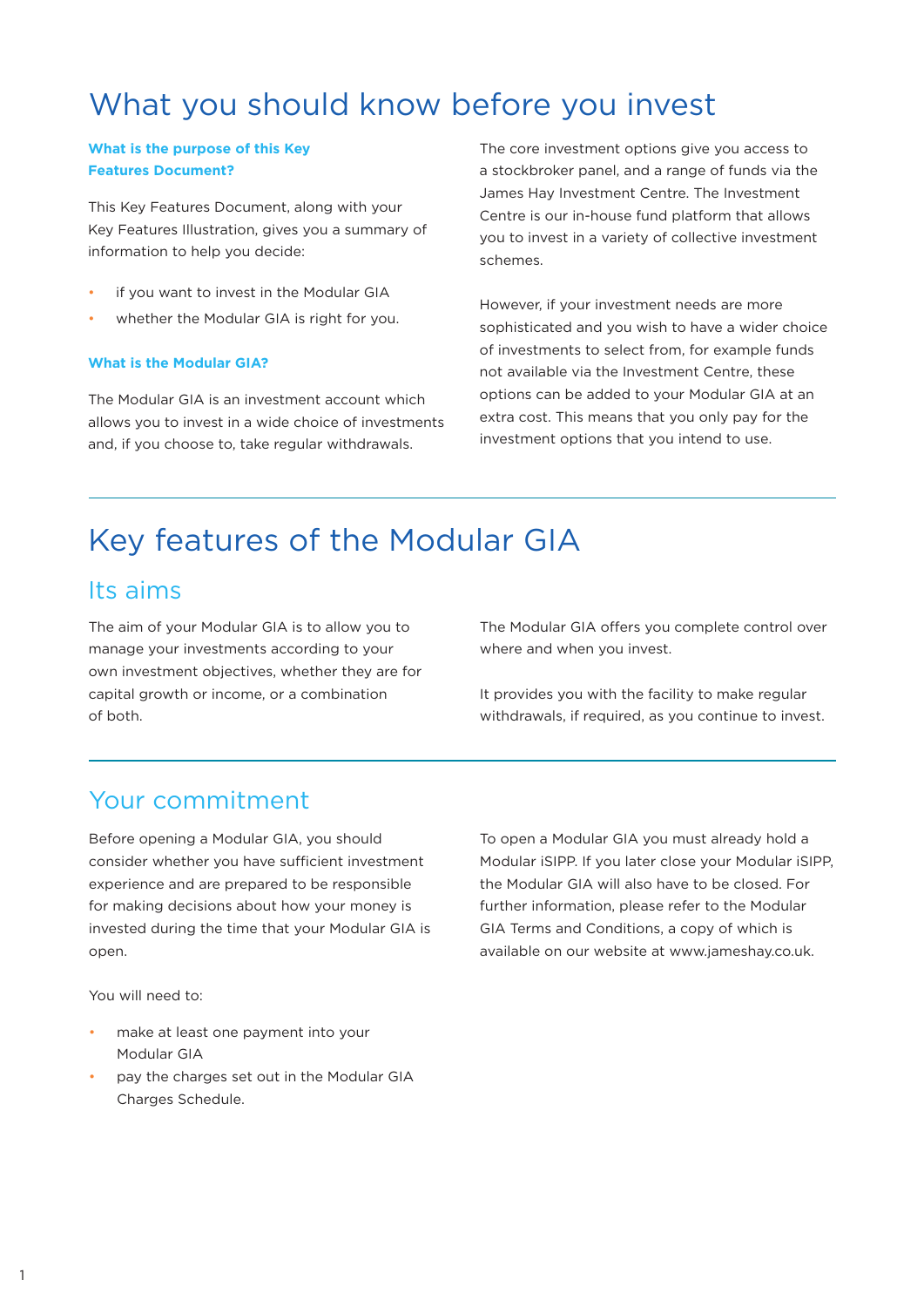# What you should know before you invest

### What is the purpose of this Key Features Document?

This Key Features Document, along with your Key Features Illustration, gives you a summary of information to help you decide:

- if you want to invest in the Modular GIA
- whether the Modular GIA is right for you.

### What is the Modular GIA?

The Modular GIA is an investment account which allows you to invest in a wide choice of investments and, if you choose to, take regular withdrawals.

The core investment options give you access to a stockbroker panel, and a range of funds via the James Hay Investment Centre. The Investment Centre is our in-house fund platform that allows you to invest in a variety of collective investment schemes.

However, if your investment needs are more sophisticated and you wish to have a wider choice of investments to select from, for example funds not available via the Investment Centre, these options can be added to your Modular GIA at an extra cost. This means that you only pay for the investment options that you intend to use.

# Key features of the Modular GIA

## Its aims

The aim of your Modular GIA is to allow you to manage your investments according to your own investment objectives, whether they are for capital growth or income, or a combination of both.

The Modular GIA offers you complete control over where and when you invest.

It provides you with the facility to make regular withdrawals, if required, as you continue to invest.

## Your commitment

Before opening a Modular GIA, you should consider whether you have sufficient investment experience and are prepared to be responsible for making decisions about how your money is invested during the time that your Modular GIA is open.

You will need to:

- make at least one payment into your Modular GIA
- pay the charges set out in the Modular GIA Charges Schedule.

To open a Modular GIA you must already hold a Modular iSIPP. If you later close your Modular iSIPP, the Modular GIA will also have to be closed. For further information, please refer to the Modular GIA Terms and Conditions, a copy of which is available on our website at www.jameshay.co.uk.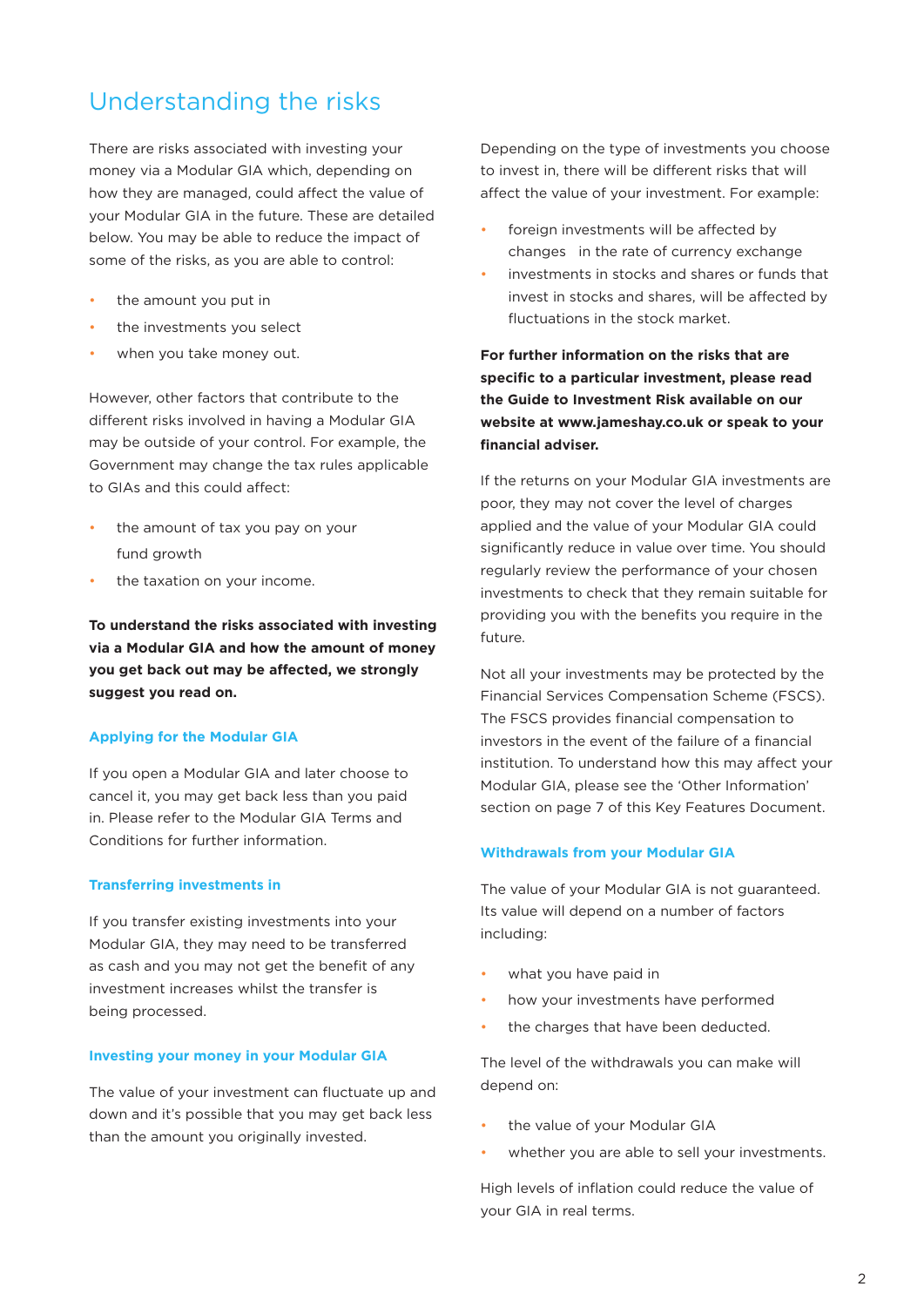# Understanding the risks

There are risks associated with investing your money via a Modular GIA which, depending on how they are managed, could affect the value of your Modular GIA in the future. These are detailed below. You may be able to reduce the impact of some of the risks, as you are able to control:

- the amount you put in
- the investments you select
- when you take money out.

However, other factors that contribute to the different risks involved in having a Modular GIA may be outside of your control. For example, the Government may change the tax rules applicable to GIAs and this could affect:

- the amount of tax you pay on your fund growth
- the taxation on your income.

**To understand the risks associated with investing via a Modular GIA and how the amount of money you get back out may be affected, we strongly suggest you read on.**

### Applying for the Modular GIA

If you open a Modular GIA and later choose to cancel it, you may get back less than you paid in. Please refer to the Modular GIA Terms and Conditions for further information.

### Transferring investments in

If you transfer existing investments into your Modular GIA, they may need to be transferred as cash and you may not get the benefit of any investment increases whilst the transfer is being processed.

### Investing your money in your Modular GIA

The value of your investment can fluctuate up and down and it's possible that you may get back less than the amount you originally invested.

Depending on the type of investments you choose to invest in, there will be different risks that will affect the value of your investment. For example:

- foreign investments will be affected by changes in the rate of currency exchange
- investments in stocks and shares or funds that invest in stocks and shares, will be affected by fluctuations in the stock market.

**For further information on the risks that are specific to a particular investment, please read the Guide to Investment Risk available on our website at www.jameshay.co.uk or speak to your financial adviser.**

If the returns on your Modular GIA investments are poor, they may not cover the level of charges applied and the value of your Modular GIA could significantly reduce in value over time. You should regularly review the performance of your chosen investments to check that they remain suitable for providing you with the benefits you require in the future.

Not all your investments may be protected by the Financial Services Compensation Scheme (FSCS). The FSCS provides financial compensation to investors in the event of the failure of a financial institution. To understand how this may affect your Modular GIA, please see the 'Other Information' section on page 7 of this Key Features Document.

### Withdrawals from your Modular GIA

The value of your Modular GIA is not guaranteed. Its value will depend on a number of factors including:

- what you have paid in
- how your investments have performed
- the charges that have been deducted.

The level of the withdrawals you can make will depend on:

- the value of your Modular GIA
- whether you are able to sell your investments.

High levels of inflation could reduce the value of your GIA in real terms.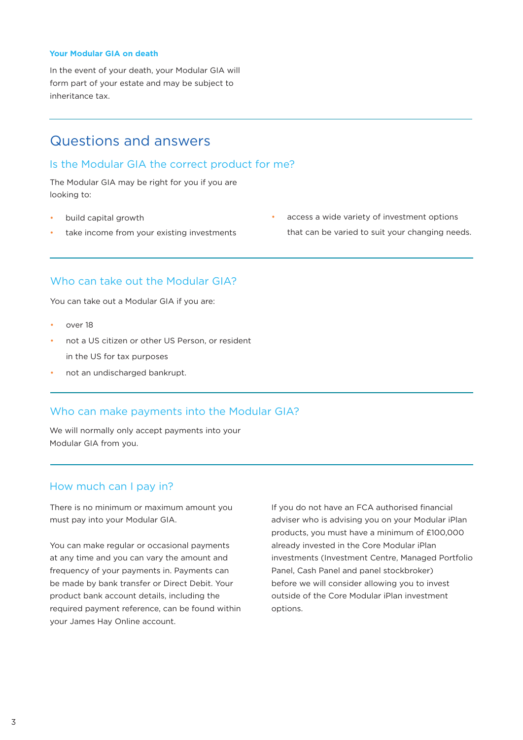### Your Modular GIA on death

In the event of your death, your Modular GIA will form part of your estate and may be subject to inheritance tax.

## Questions and answers

### Is the Modular GIA the correct product for me?

The Modular GIA may be right for you if you are looking to:

- build capital growth
- take income from your existing investments
- access a wide variety of investment options that can be varied to suit your changing needs.

### Who can take out the Modular GIA?

You can take out a Modular GIA if you are:

- over 18
- not a US citizen or other US Person, or resident in the US for tax purposes
- not an undischarged bankrupt.

### Who can make payments into the Modular GIA?

We will normally only accept payments into your Modular GIA from you.

### How much can I pay in?

There is no minimum or maximum amount you must pay into your Modular GIA.

You can make regular or occasional payments at any time and you can vary the amount and frequency of your payments in. Payments can be made by bank transfer or Direct Debit. Your product bank account details, including the required payment reference, can be found within your James Hay Online account.

If you do not have an FCA authorised financial adviser who is advising you on your Modular iPlan products, you must have a minimum of £100,000 already invested in the Core Modular iPlan investments (Investment Centre, Managed Portfolio Panel, Cash Panel and panel stockbroker) before we will consider allowing you to invest outside of the Core Modular iPlan investment options.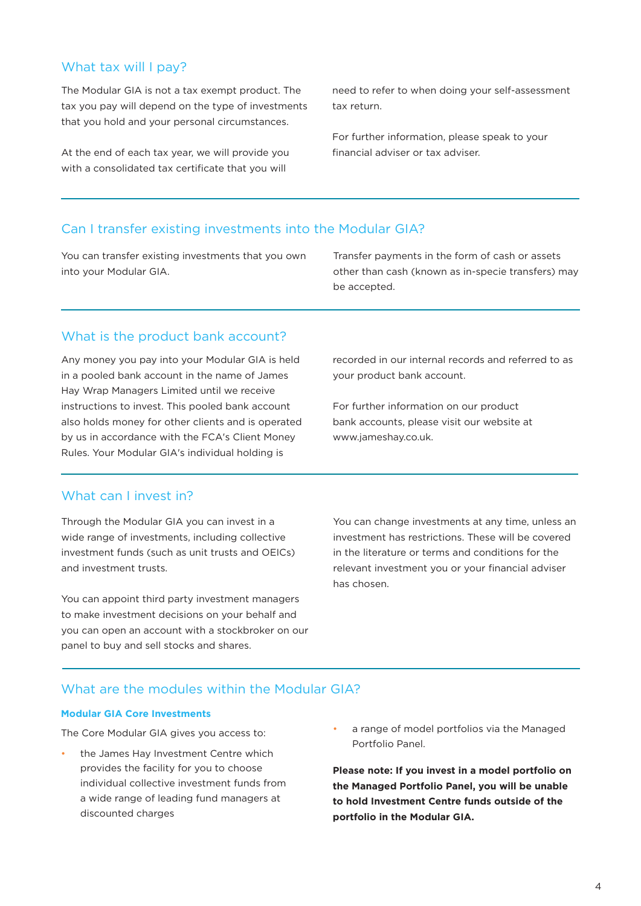## What tax will I pay?

The Modular GIA is not a tax exempt product. The tax you pay will depend on the type of investments that you hold and your personal circumstances.

At the end of each tax year, we will provide you with a consolidated tax certificate that you will need to refer to when doing your self-assessment tax return.

For further information, please speak to your financial adviser or tax adviser.

## Can I transfer existing investments into the Modular GIA?

You can transfer existing investments that you own into your Modular GIA.

Transfer payments in the form of cash or assets other than cash (known as in-specie transfers) may be accepted.

## What is the product bank account?

Any money you pay into your Modular GIA is held in a pooled bank account in the name of James Hay Wrap Managers Limited until we receive instructions to invest. This pooled bank account also holds money for other clients and is operated by us in accordance with the FCA's Client Money Rules. Your Modular GIA's individual holding is recorded in our internal records and referred to as your product bank account.

For further information on our product bank accounts, please visit our website at www.jameshay.co.uk.

## What can I invest in?

Through the Modular GIA you can invest in a wide range of investments, including collective investment funds (such as unit trusts and OEICs) and investment trusts.

You can appoint third party investment managers to make investment decisions on your behalf and you can open an account with a stockbroker on our panel to buy and sell stocks and shares.

You can change investments at any time, unless an investment has restrictions. These will be covered in the literature or terms and conditions for the relevant investment you or your financial adviser has chosen.

## What are the modules within the Modular GIA?

### Modular GIA Core Investments

The Core Modular GIA gives you access to:

- the James Hay Investment Centre which provides the facility for you to choose individual collective investment funds from a wide range of leading fund managers at discounted charges
- a range of model portfolios via the Managed Portfolio Panel.

**Please note: If you invest in a model portfolio on the Managed Portfolio Panel, you will be unable to hold Investment Centre funds outside of the portfolio in the Modular GIA.**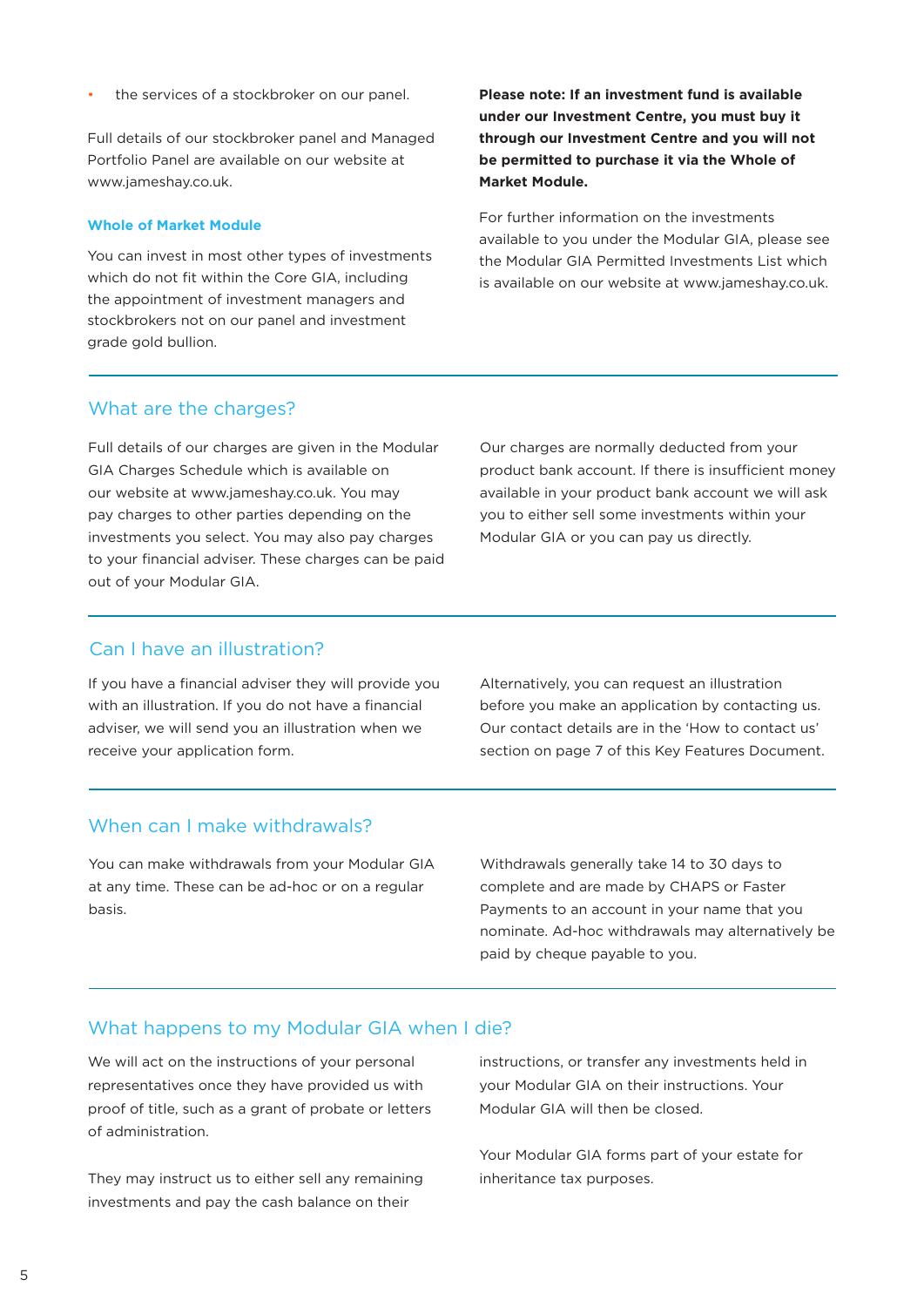- the services of a stockbroker on our panel.

Full details of our stockbroker panel and Managed Portfolio Panel are available on our website at www.jameshay.co.uk.

### Whole of Market Module

You can invest in most other types of investments which do not fit within the Core GIA, including the appointment of investment managers and stockbrokers not on our panel and investment grade gold bullion.

**Please note: If an investment fund is available under our Investment Centre, you must buy it through our Investment Centre and you will not be permitted to purchase it via the Whole of Market Module.**

For further information on the investments available to you under the Modular GIA, please see the Modular GIA Permitted Investments List which is available on our website at www.jameshay.co.uk.

## What are the charges?

Full details of our charges are given in the Modular GIA Charges Schedule which is available on our website at www.jameshay.co.uk. You may pay charges to other parties depending on the investments you select. You may also pay charges to your financial adviser. These charges can be paid out of your Modular GIA.

Our charges are normally deducted from your product bank account. If there is insufficient money available in your product bank account we will ask you to either sell some investments within your Modular GIA or you can pay us directly.

## Can I have an illustration?

If you have a financial adviser they will provide you with an illustration. If you do not have a financial adviser, we will send you an illustration when we receive your application form.

Alternatively, you can request an illustration before you make an application by contacting us. Our contact details are in the 'How to contact us' section on page 7 of this Key Features Document.

## When can I make withdrawals?

You can make withdrawals from your Modular GIA at any time. These can be ad-hoc or on a regular basis.

Withdrawals generally take 14 to 30 days to complete and are made by CHAPS or Faster Payments to an account in your name that you nominate. Ad-hoc withdrawals may alternatively be paid by cheque payable to you.

## What happens to my Modular GIA when I die?

We will act on the instructions of your personal representatives once they have provided us with proof of title, such as a grant of probate or letters of administration.

They may instruct us to either sell any remaining investments and pay the cash balance on their instructions, or transfer any investments held in your Modular GIA on their instructions. Your Modular GIA will then be closed.

Your Modular GIA forms part of your estate for inheritance tax purposes.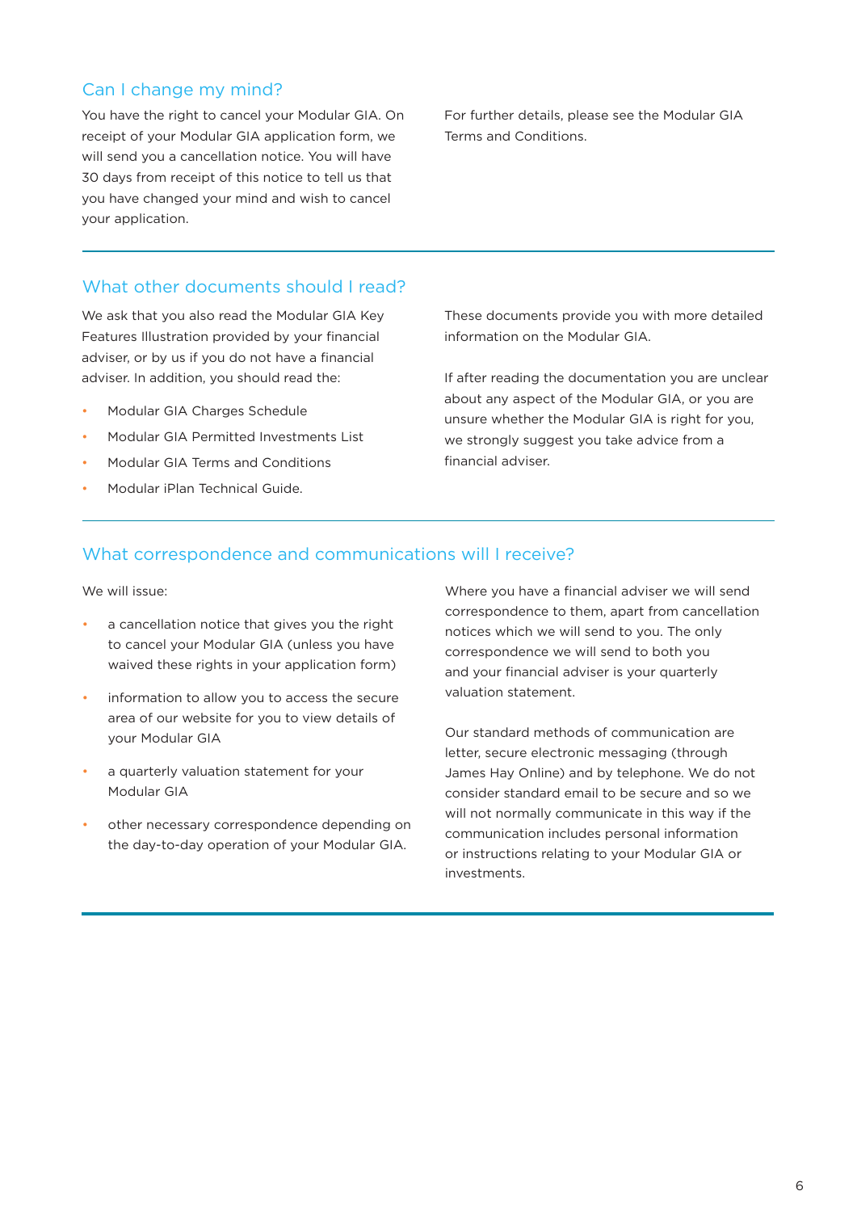## Can I change my mind?

You have the right to cancel your Modular GIA. On receipt of your Modular GIA application form, we will send you a cancellation notice. You will have 30 days from receipt of this notice to tell us that you have changed your mind and wish to cancel your application.

For further details, please see the Modular GIA Terms and Conditions.

## What other documents should I read?

We ask that you also read the Modular GIA Key Features Illustration provided by your financial adviser, or by us if you do not have a financial adviser. In addition, you should read the:

- Modular GIA Charges Schedule
- Modular GIA Permitted Investments List
- Modular GIA Terms and Conditions
- Modular iPlan Technical Guide.

These documents provide you with more detailed information on the Modular GIA.

If after reading the documentation you are unclear about any aspect of the Modular GIA, or you are unsure whether the Modular GIA is right for you, we strongly suggest you take advice from a financial adviser.

## What correspondence and communications will I receive?

We will issue:

- a cancellation notice that gives you the right to cancel your Modular GIA (unless you have waived these rights in your application form)
- information to allow you to access the secure area of our website for you to view details of your Modular GIA
- a quarterly valuation statement for your Modular GIA
- other necessary correspondence depending on the day-to-day operation of your Modular GIA.

Where you have a financial adviser we will send correspondence to them, apart from cancellation notices which we will send to you. The only correspondence we will send to both you and your financial adviser is your quarterly valuation statement.

Our standard methods of communication are letter, secure electronic messaging (through James Hay Online) and by telephone. We do not consider standard email to be secure and so we will not normally communicate in this way if the communication includes personal information or instructions relating to your Modular GIA or investments.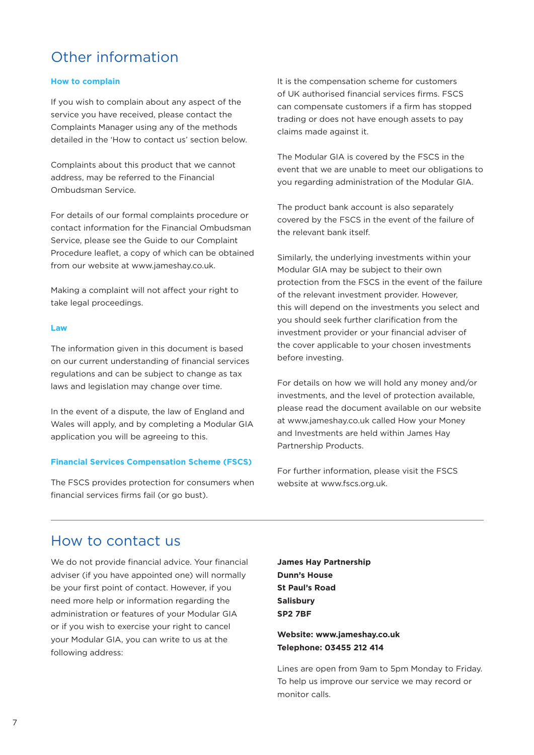# Other information

### How to complain

If you wish to complain about any aspect of the service you have received, please contact the Complaints Manager using any of the methods detailed in the 'How to contact us' section below.

Complaints about this product that we cannot address, may be referred to the Financial Ombudsman Service.

For details of our formal complaints procedure or contact information for the Financial Ombudsman Service, please see the Guide to our Complaint Procedure leaflet, a copy of which can be obtained from our website at www.jameshay.co.uk.

Making a complaint will not affect your right to take legal proceedings.

### Law

The information given in this document is based on our current understanding of financial services regulations and can be subject to change as tax laws and legislation may change over time.

In the event of a dispute, the law of England and Wales will apply, and by completing a Modular GIA application you will be agreeing to this.

### Financial Services Compensation Scheme (FSCS)

The FSCS provides protection for consumers when financial services firms fail (or go bust).

It is the compensation scheme for customers of UK authorised financial services firms. FSCS can compensate customers if a firm has stopped trading or does not have enough assets to pay claims made against it.

The Modular GIA is covered by the FSCS in the event that we are unable to meet our obligations to you regarding administration of the Modular GIA.

The product bank account is also separately covered by the FSCS in the event of the failure of the relevant bank itself.

Similarly, the underlying investments within your Modular GIA may be subject to their own protection from the FSCS in the event of the failure of the relevant investment provider. However, this will depend on the investments you select and you should seek further clarification from the investment provider or your financial adviser of the cover applicable to your chosen investments before investing.

For details on how we will hold any money and/or investments, and the level of protection available, please read the document available on our website at www.jameshay.co.uk called How your Money and Investments are held within James Hay Partnership Products.

For further information, please visit the FSCS website at www.fscs.org.uk.

# How to contact us

We do not provide financial advice. Your financial adviser (if you have appointed one) will normally be your first point of contact. However, if you need more help or information regarding the administration or features of your Modular GIA or if you wish to exercise your right to cancel your Modular GIA, you can write to us at the following address:

**James Hay Partnership**
**Dunn's House**
**St Paul's Road**
**Salisbury**
**SP2 7BF**

**Website: www.jameshay.co.uk**
**Telephone: 03455 212 414**

Lines are open from 9am to 5pm Monday to Friday. To help us improve our service we may record or monitor calls.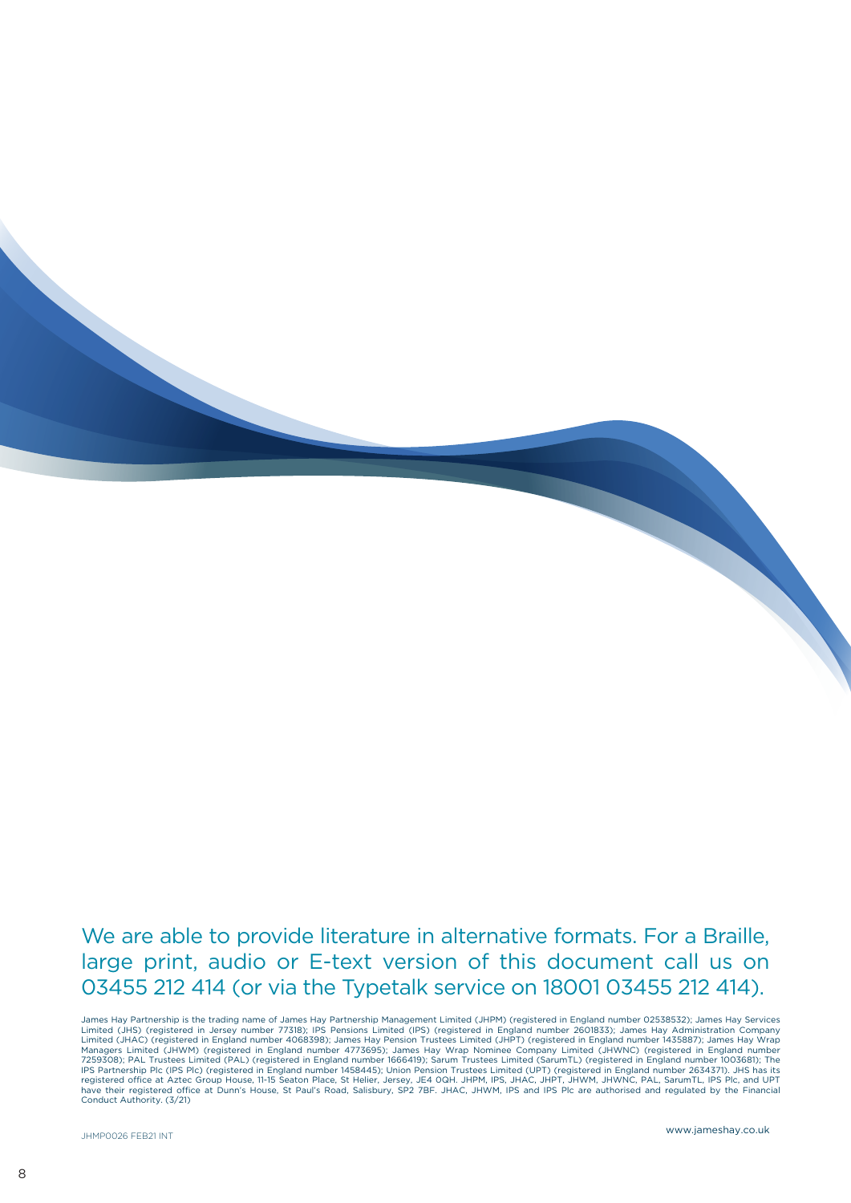We are able to provide literature in alternative formats. For a Braille, large print, audio or E-text version of this document call us on 03455 212 414 (or via the Typetalk service on 18001 03455 212 414).

James Hay Partnership is the trading name of James Hay Partnership Management Limited (JHPM) (registered in England number 02538532); James Hay Services Limited (JHS) (registered in Jersey number 77318); IPS Pensions Limited (IPS) (registered in England number 2601833); James Hay Administration Company Limited (JHAC) (registered in England number 4068398); James Hay Pension Trustees Limited (JHPT) (registered in England number 1435887); James Hay Wrap Managers Limited (JHWM) (registered in England number 4773695); James Hay Wrap Nominee Company Limited (JHWNC) (registered in England number 7259308); PAL Trustees Limited (PAL) (registered in England number 1666419); Sarum Trustees Limited (SarumTL) (registered in England number 1003681); The IPS Partnership Plc (IPS Plc) (registered in England number 1458445); Union Pension Trustees Limited (UPT) (registered in England number 2634371). JHS has its registered office at Aztec Group House, 11-15 Seaton Place, St Helier, Jersey, JE4 0QH. JHPM, IPS, JHAC, JHPT, JHWM, JHWNC, PAL, SarumTL, IPS Plc, and UPT have their registered office at Dunn's House, St Paul's Road, Salisbury, SP2 7BF. JHAC, JHWM, IPS and IPS Plc are authorised and regulated by the Financial Conduct Authority. (3/21)

JHMP0026 FEB21 INT

www.jameshay.co.uk